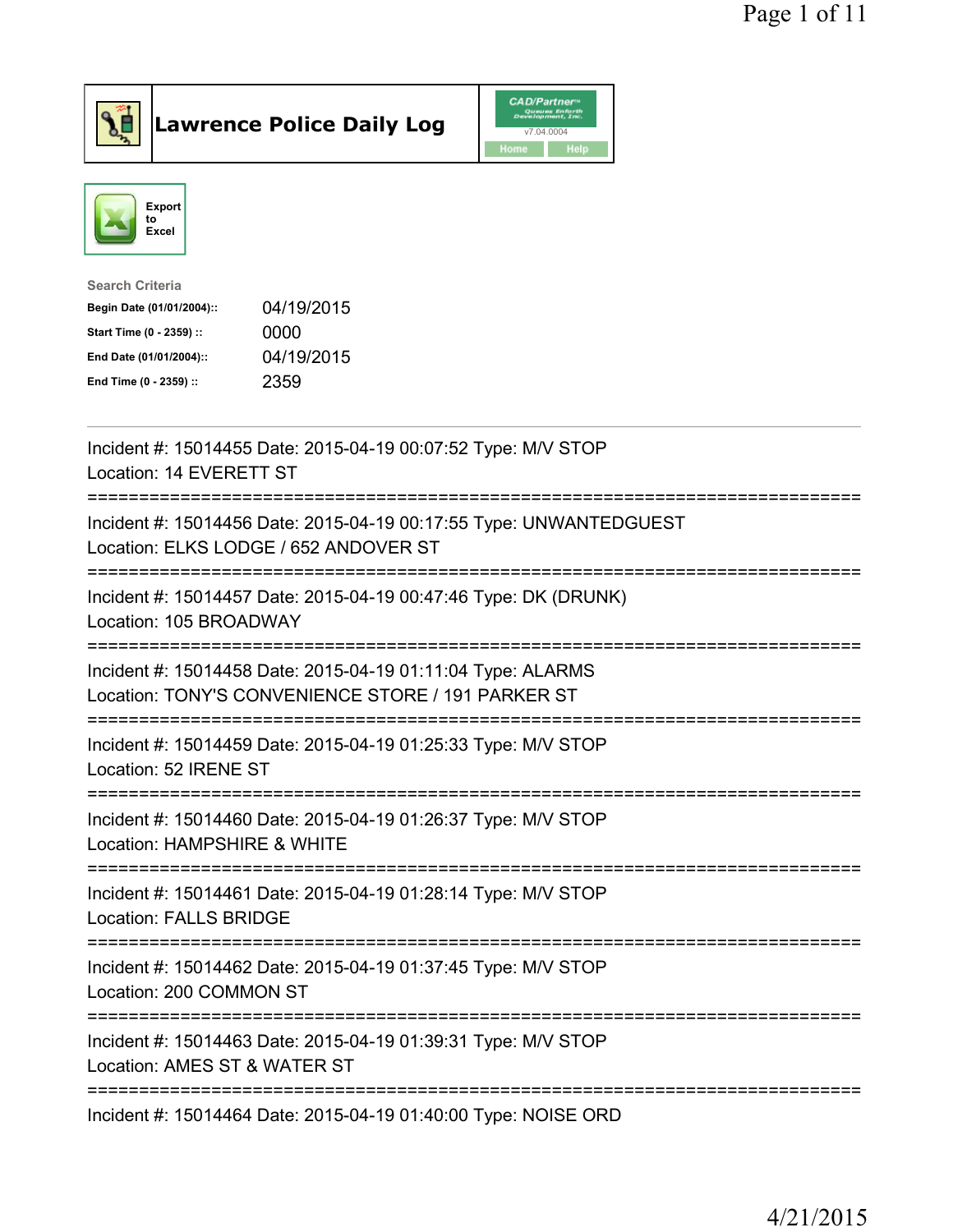# Lawrence Police Daily Log

Export to Excel

**Search Criteria**

| | |
|---|---|
| **Begin Date (01/01/2004)::** | 04/19/2015 |
| **Start Time (0 - 2359) ::** | 0000 |
| **End Date (01/01/2004)::** | 04/19/2015 |
| **End Time (0 - 2359) ::** | 2359 |

---

Incident #: 15014455 Date: 2015-04-19 00:07:52 Type: M/V STOP
Location: 14 EVERETT ST

===========================================================================

Incident #: 15014456 Date: 2015-04-19 00:17:55 Type: UNWANTEDGUEST
Location: ELKS LODGE / 652 ANDOVER ST

===========================================================================

Incident #: 15014457 Date: 2015-04-19 00:47:46 Type: DK (DRUNK)
Location: 105 BROADWAY

===========================================================================

Incident #: 15014458 Date: 2015-04-19 01:11:04 Type: ALARMS
Location: TONY'S CONVENIENCE STORE / 191 PARKER ST

===========================================================================

Incident #: 15014459 Date: 2015-04-19 01:25:33 Type: M/V STOP
Location: 52 IRENE ST

===========================================================================

Incident #: 15014460 Date: 2015-04-19 01:26:37 Type: M/V STOP
Location: HAMPSHIRE & WHITE

===========================================================================

Incident #: 15014461 Date: 2015-04-19 01:28:14 Type: M/V STOP
Location: FALLS BRIDGE

===========================================================================

Incident #: 15014462 Date: 2015-04-19 01:37:45 Type: M/V STOP
Location: 200 COMMON ST

===========================================================================

Incident #: 15014463 Date: 2015-04-19 01:39:31 Type: M/V STOP
Location: AMES ST & WATER ST

===========================================================================

Incident #: 15014464 Date: 2015-04-19 01:40:00 Type: NOISE ORD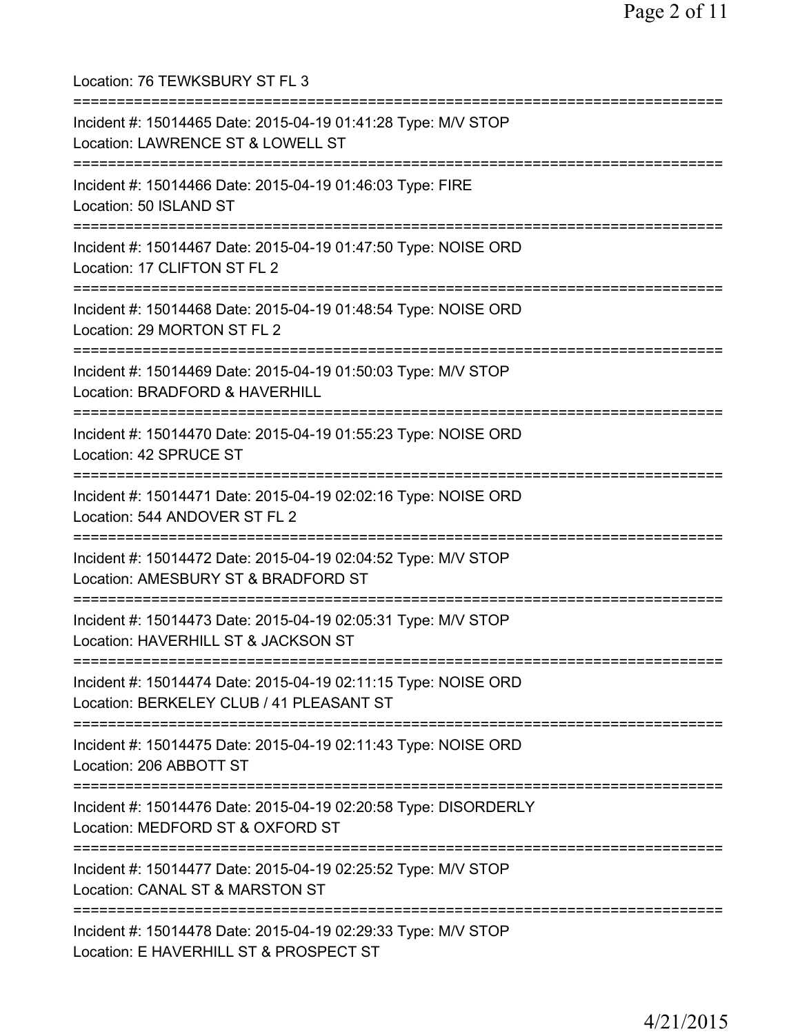Location: 76 TEWKSBURY ST FL 3

===========================================================================

Incident #: 15014465 Date: 2015-04-19 01:41:28 Type: M/V STOP
Location: LAWRENCE ST & LOWELL ST

===========================================================================

Incident #: 15014466 Date: 2015-04-19 01:46:03 Type: FIRE
Location: 50 ISLAND ST

===========================================================================

Incident #: 15014467 Date: 2015-04-19 01:47:50 Type: NOISE ORD
Location: 17 CLIFTON ST FL 2

===========================================================================

Incident #: 15014468 Date: 2015-04-19 01:48:54 Type: NOISE ORD
Location: 29 MORTON ST FL 2

===========================================================================

Incident #: 15014469 Date: 2015-04-19 01:50:03 Type: M/V STOP
Location: BRADFORD & HAVERHILL

===========================================================================

Incident #: 15014470 Date: 2015-04-19 01:55:23 Type: NOISE ORD
Location: 42 SPRUCE ST

===========================================================================

Incident #: 15014471 Date: 2015-04-19 02:02:16 Type: NOISE ORD
Location: 544 ANDOVER ST FL 2

===========================================================================

Incident #: 15014472 Date: 2015-04-19 02:04:52 Type: M/V STOP
Location: AMESBURY ST & BRADFORD ST

===========================================================================

Incident #: 15014473 Date: 2015-04-19 02:05:31 Type: M/V STOP
Location: HAVERHILL ST & JACKSON ST

===========================================================================

Incident #: 15014474 Date: 2015-04-19 02:11:15 Type: NOISE ORD
Location: BERKELEY CLUB / 41 PLEASANT ST

===========================================================================

Incident #: 15014475 Date: 2015-04-19 02:11:43 Type: NOISE ORD
Location: 206 ABBOTT ST

===========================================================================

Incident #: 15014476 Date: 2015-04-19 02:20:58 Type: DISORDERLY
Location: MEDFORD ST & OXFORD ST

===========================================================================

Incident #: 15014477 Date: 2015-04-19 02:25:52 Type: M/V STOP
Location: CANAL ST & MARSTON ST

===========================================================================

Incident #: 15014478 Date: 2015-04-19 02:29:33 Type: M/V STOP
Location: E HAVERHILL ST & PROSPECT ST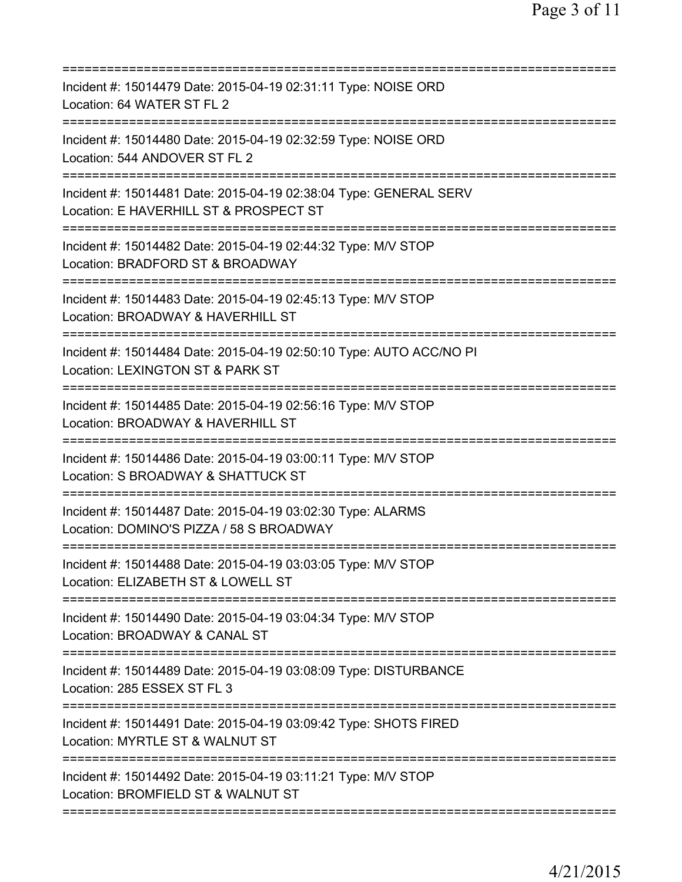===========================================================================
Incident #: 15014479 Date: 2015-04-19 02:31:11 Type: NOISE ORD
Location: 64 WATER ST FL 2
===========================================================================
Incident #: 15014480 Date: 2015-04-19 02:32:59 Type: NOISE ORD
Location: 544 ANDOVER ST FL 2
===========================================================================
Incident #: 15014481 Date: 2015-04-19 02:38:04 Type: GENERAL SERV
Location: E HAVERHILL ST & PROSPECT ST
===========================================================================
Incident #: 15014482 Date: 2015-04-19 02:44:32 Type: M/V STOP
Location: BRADFORD ST & BROADWAY
===========================================================================
Incident #: 15014483 Date: 2015-04-19 02:45:13 Type: M/V STOP
Location: BROADWAY & HAVERHILL ST
===========================================================================
Incident #: 15014484 Date: 2015-04-19 02:50:10 Type: AUTO ACC/NO PI
Location: LEXINGTON ST & PARK ST
===========================================================================
Incident #: 15014485 Date: 2015-04-19 02:56:16 Type: M/V STOP
Location: BROADWAY & HAVERHILL ST
===========================================================================
Incident #: 15014486 Date: 2015-04-19 03:00:11 Type: M/V STOP
Location: S BROADWAY & SHATTUCK ST
===========================================================================
Incident #: 15014487 Date: 2015-04-19 03:02:30 Type: ALARMS
Location: DOMINO'S PIZZA / 58 S BROADWAY
===========================================================================
Incident #: 15014488 Date: 2015-04-19 03:03:05 Type: M/V STOP
Location: ELIZABETH ST & LOWELL ST
===========================================================================
Incident #: 15014490 Date: 2015-04-19 03:04:34 Type: M/V STOP
Location: BROADWAY & CANAL ST
===========================================================================
Incident #: 15014489 Date: 2015-04-19 03:08:09 Type: DISTURBANCE
Location: 285 ESSEX ST FL 3
===========================================================================
Incident #: 15014491 Date: 2015-04-19 03:09:42 Type: SHOTS FIRED
Location: MYRTLE ST & WALNUT ST
===========================================================================
Incident #: 15014492 Date: 2015-04-19 03:11:21 Type: M/V STOP
Location: BROMFIELD ST & WALNUT ST
===========================================================================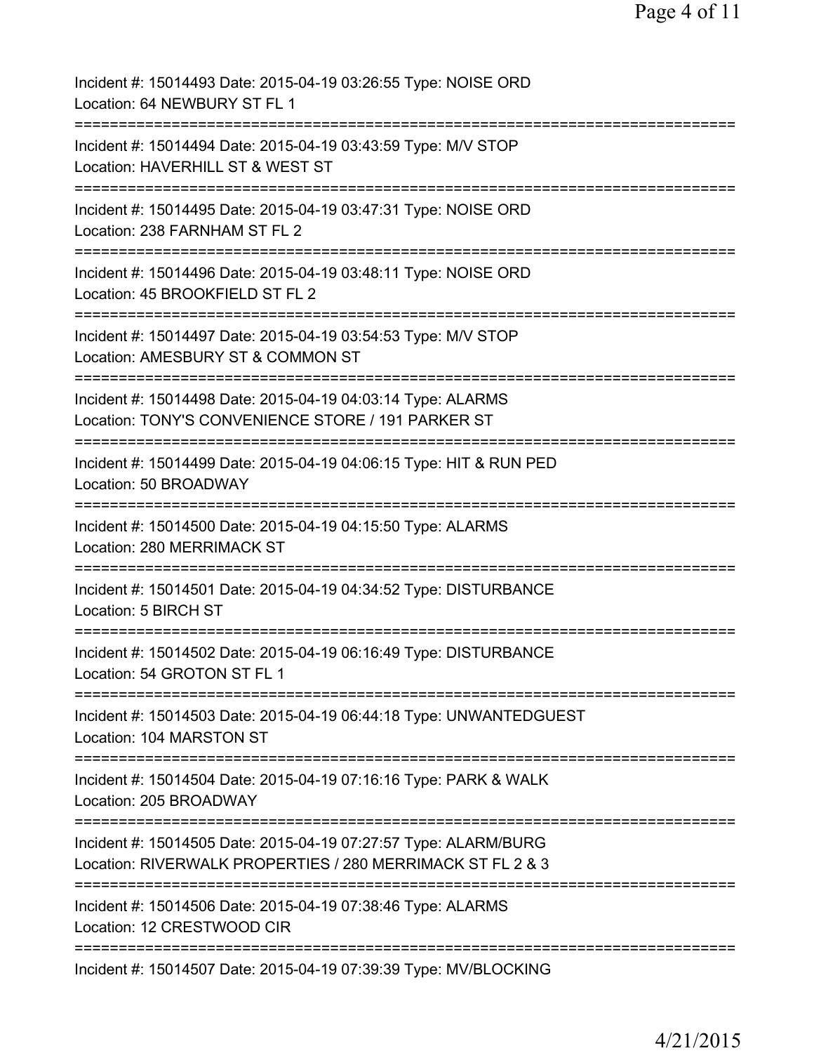Incident #: 15014493 Date: 2015-04-19 03:26:55 Type: NOISE ORD
Location: 64 NEWBURY ST FL 1
===========================================================================
Incident #: 15014494 Date: 2015-04-19 03:43:59 Type: M/V STOP
Location: HAVERHILL ST & WEST ST
===========================================================================
Incident #: 15014495 Date: 2015-04-19 03:47:31 Type: NOISE ORD
Location: 238 FARNHAM ST FL 2
===========================================================================
Incident #: 15014496 Date: 2015-04-19 03:48:11 Type: NOISE ORD
Location: 45 BROOKFIELD ST FL 2
===========================================================================
Incident #: 15014497 Date: 2015-04-19 03:54:53 Type: M/V STOP
Location: AMESBURY ST & COMMON ST
===========================================================================
Incident #: 15014498 Date: 2015-04-19 04:03:14 Type: ALARMS
Location: TONY'S CONVENIENCE STORE / 191 PARKER ST
===========================================================================
Incident #: 15014499 Date: 2015-04-19 04:06:15 Type: HIT & RUN PED
Location: 50 BROADWAY
===========================================================================
Incident #: 15014500 Date: 2015-04-19 04:15:50 Type: ALARMS
Location: 280 MERRIMACK ST
===========================================================================
Incident #: 15014501 Date: 2015-04-19 04:34:52 Type: DISTURBANCE
Location: 5 BIRCH ST
===========================================================================
Incident #: 15014502 Date: 2015-04-19 06:16:49 Type: DISTURBANCE
Location: 54 GROTON ST FL 1
===========================================================================
Incident #: 15014503 Date: 2015-04-19 06:44:18 Type: UNWANTEDGUEST
Location: 104 MARSTON ST
===========================================================================
Incident #: 15014504 Date: 2015-04-19 07:16:16 Type: PARK & WALK
Location: 205 BROADWAY
===========================================================================
Incident #: 15014505 Date: 2015-04-19 07:27:57 Type: ALARM/BURG
Location: RIVERWALK PROPERTIES / 280 MERRIMACK ST FL 2 & 3
===========================================================================
Incident #: 15014506 Date: 2015-04-19 07:38:46 Type: ALARMS
Location: 12 CRESTWOOD CIR
===========================================================================
Incident #: 15014507 Date: 2015-04-19 07:39:39 Type: MV/BLOCKING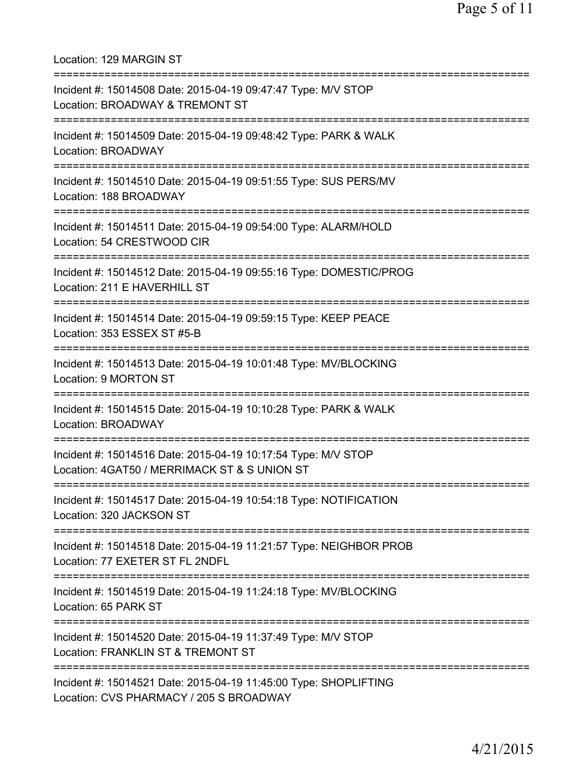Location: 129 MARGIN ST

===========================================================================

Incident #: 15014508 Date: 2015-04-19 09:47:47 Type: M/V STOP
Location: BROADWAY & TREMONT ST

===========================================================================

Incident #: 15014509 Date: 2015-04-19 09:48:42 Type: PARK & WALK
Location: BROADWAY

===========================================================================

Incident #: 15014510 Date: 2015-04-19 09:51:55 Type: SUS PERS/MV
Location: 188 BROADWAY

===========================================================================

Incident #: 15014511 Date: 2015-04-19 09:54:00 Type: ALARM/HOLD
Location: 54 CRESTWOOD CIR

===========================================================================

Incident #: 15014512 Date: 2015-04-19 09:55:16 Type: DOMESTIC/PROG
Location: 211 E HAVERHILL ST

===========================================================================

Incident #: 15014514 Date: 2015-04-19 09:59:15 Type: KEEP PEACE
Location: 353 ESSEX ST #5-B

===========================================================================

Incident #: 15014513 Date: 2015-04-19 10:01:48 Type: MV/BLOCKING
Location: 9 MORTON ST

===========================================================================

Incident #: 15014515 Date: 2015-04-19 10:10:28 Type: PARK & WALK
Location: BROADWAY

===========================================================================

Incident #: 15014516 Date: 2015-04-19 10:17:54 Type: M/V STOP
Location: 4GAT50 / MERRIMACK ST & S UNION ST

===========================================================================

Incident #: 15014517 Date: 2015-04-19 10:54:18 Type: NOTIFICATION
Location: 320 JACKSON ST

===========================================================================

Incident #: 15014518 Date: 2015-04-19 11:21:57 Type: NEIGHBOR PROB
Location: 77 EXETER ST FL 2NDFL

===========================================================================

Incident #: 15014519 Date: 2015-04-19 11:24:18 Type: MV/BLOCKING
Location: 65 PARK ST

===========================================================================

Incident #: 15014520 Date: 2015-04-19 11:37:49 Type: M/V STOP
Location: FRANKLIN ST & TREMONT ST

===========================================================================

Incident #: 15014521 Date: 2015-04-19 11:45:00 Type: SHOPLIFTING
Location: CVS PHARMACY / 205 S BROADWAY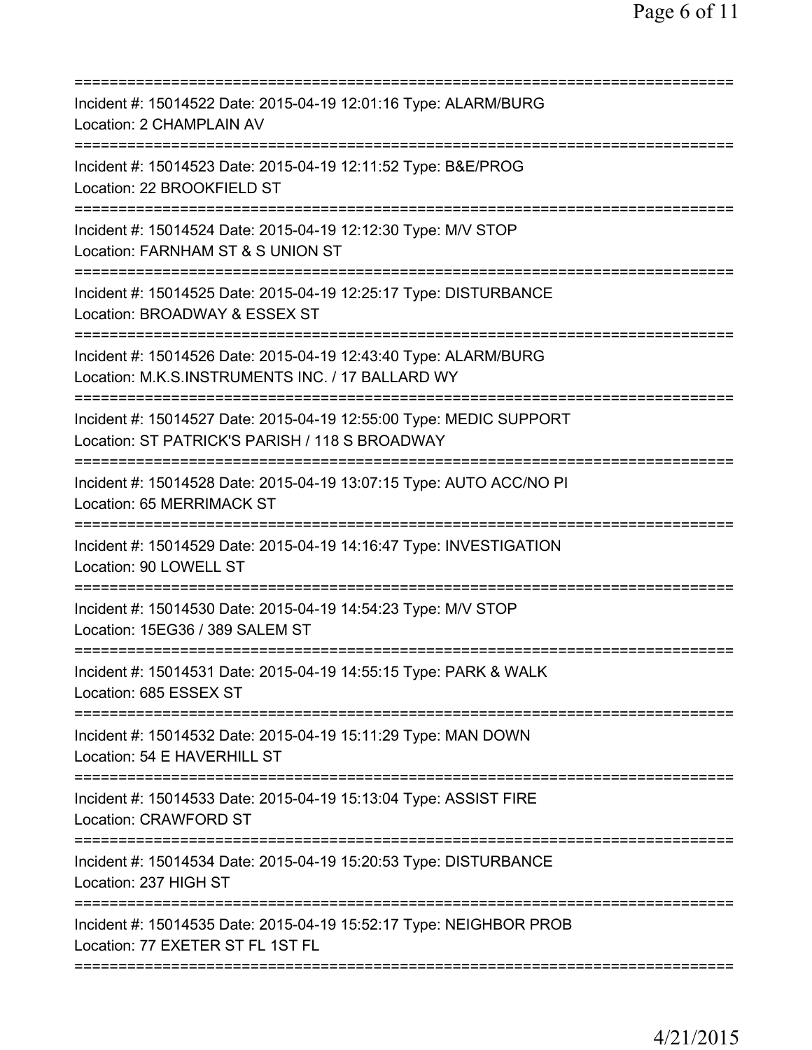===========================================================================
Incident #: 15014522 Date: 2015-04-19 12:01:16 Type: ALARM/BURG
Location: 2 CHAMPLAIN AV
===========================================================================
Incident #: 15014523 Date: 2015-04-19 12:11:52 Type: B&E/PROG
Location: 22 BROOKFIELD ST
===========================================================================
Incident #: 15014524 Date: 2015-04-19 12:12:30 Type: M/V STOP
Location: FARNHAM ST & S UNION ST
===========================================================================
Incident #: 15014525 Date: 2015-04-19 12:25:17 Type: DISTURBANCE
Location: BROADWAY & ESSEX ST
===========================================================================
Incident #: 15014526 Date: 2015-04-19 12:43:40 Type: ALARM/BURG
Location: M.K.S.INSTRUMENTS INC. / 17 BALLARD WY
===========================================================================
Incident #: 15014527 Date: 2015-04-19 12:55:00 Type: MEDIC SUPPORT
Location: ST PATRICK'S PARISH / 118 S BROADWAY
===========================================================================
Incident #: 15014528 Date: 2015-04-19 13:07:15 Type: AUTO ACC/NO PI
Location: 65 MERRIMACK ST
===========================================================================
Incident #: 15014529 Date: 2015-04-19 14:16:47 Type: INVESTIGATION
Location: 90 LOWELL ST
===========================================================================
Incident #: 15014530 Date: 2015-04-19 14:54:23 Type: M/V STOP
Location: 15EG36 / 389 SALEM ST
===========================================================================
Incident #: 15014531 Date: 2015-04-19 14:55:15 Type: PARK & WALK
Location: 685 ESSEX ST
===========================================================================
Incident #: 15014532 Date: 2015-04-19 15:11:29 Type: MAN DOWN
Location: 54 E HAVERHILL ST
===========================================================================
Incident #: 15014533 Date: 2015-04-19 15:13:04 Type: ASSIST FIRE
Location: CRAWFORD ST
===========================================================================
Incident #: 15014534 Date: 2015-04-19 15:20:53 Type: DISTURBANCE
Location: 237 HIGH ST
===========================================================================
Incident #: 15014535 Date: 2015-04-19 15:52:17 Type: NEIGHBOR PROB
Location: 77 EXETER ST FL 1ST FL
===========================================================================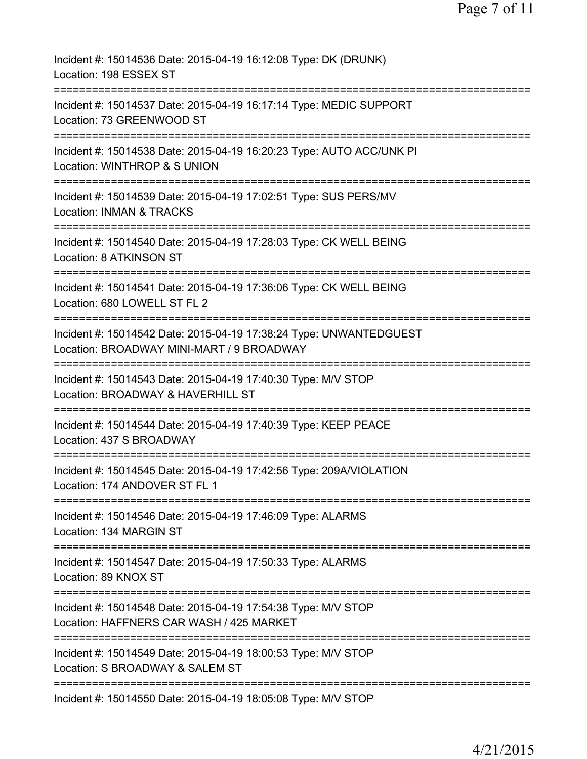Incident #: 15014536 Date: 2015-04-19 16:12:08 Type: DK (DRUNK)
Location: 198 ESSEX ST

===========================================================================

Incident #: 15014537 Date: 2015-04-19 16:17:14 Type: MEDIC SUPPORT
Location: 73 GREENWOOD ST

===========================================================================

Incident #: 15014538 Date: 2015-04-19 16:20:23 Type: AUTO ACC/UNK PI
Location: WINTHROP & S UNION

===========================================================================

Incident #: 15014539 Date: 2015-04-19 17:02:51 Type: SUS PERS/MV
Location: INMAN & TRACKS

===========================================================================

Incident #: 15014540 Date: 2015-04-19 17:28:03 Type: CK WELL BEING
Location: 8 ATKINSON ST

===========================================================================

Incident #: 15014541 Date: 2015-04-19 17:36:06 Type: CK WELL BEING
Location: 680 LOWELL ST FL 2

===========================================================================

Incident #: 15014542 Date: 2015-04-19 17:38:24 Type: UNWANTEDGUEST
Location: BROADWAY MINI-MART / 9 BROADWAY

===========================================================================

Incident #: 15014543 Date: 2015-04-19 17:40:30 Type: M/V STOP
Location: BROADWAY & HAVERHILL ST

===========================================================================

Incident #: 15014544 Date: 2015-04-19 17:40:39 Type: KEEP PEACE
Location: 437 S BROADWAY

===========================================================================

Incident #: 15014545 Date: 2015-04-19 17:42:56 Type: 209A/VIOLATION
Location: 174 ANDOVER ST FL 1

===========================================================================

Incident #: 15014546 Date: 2015-04-19 17:46:09 Type: ALARMS
Location: 134 MARGIN ST

===========================================================================

Incident #: 15014547 Date: 2015-04-19 17:50:33 Type: ALARMS
Location: 89 KNOX ST

===========================================================================

Incident #: 15014548 Date: 2015-04-19 17:54:38 Type: M/V STOP
Location: HAFFNERS CAR WASH / 425 MARKET

===========================================================================

Incident #: 15014549 Date: 2015-04-19 18:00:53 Type: M/V STOP
Location: S BROADWAY & SALEM ST

===========================================================================

Incident #: 15014550 Date: 2015-04-19 18:05:08 Type: M/V STOP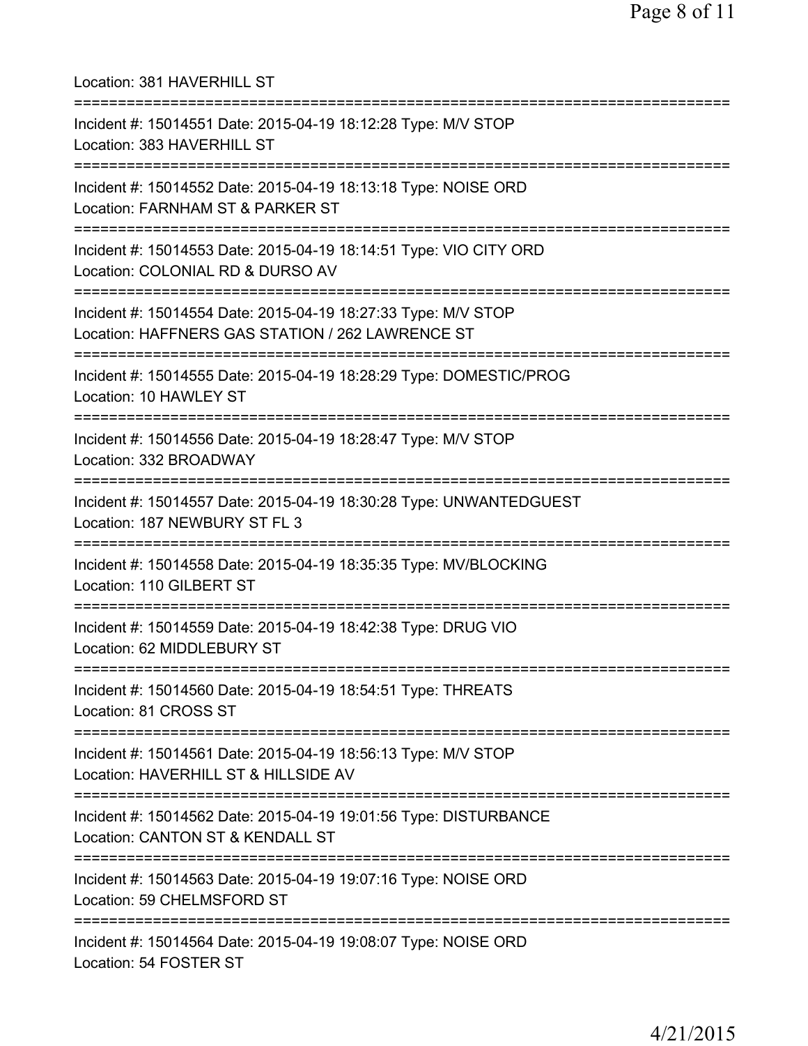Location: 381 HAVERHILL ST

===========================================================================

Incident #: 15014551 Date: 2015-04-19 18:12:28 Type: M/V STOP
Location: 383 HAVERHILL ST

===========================================================================

Incident #: 15014552 Date: 2015-04-19 18:13:18 Type: NOISE ORD
Location: FARNHAM ST & PARKER ST

===========================================================================

Incident #: 15014553 Date: 2015-04-19 18:14:51 Type: VIO CITY ORD
Location: COLONIAL RD & DURSO AV

===========================================================================

Incident #: 15014554 Date: 2015-04-19 18:27:33 Type: M/V STOP
Location: HAFFNERS GAS STATION / 262 LAWRENCE ST

===========================================================================

Incident #: 15014555 Date: 2015-04-19 18:28:29 Type: DOMESTIC/PROG
Location: 10 HAWLEY ST

===========================================================================

Incident #: 15014556 Date: 2015-04-19 18:28:47 Type: M/V STOP
Location: 332 BROADWAY

===========================================================================

Incident #: 15014557 Date: 2015-04-19 18:30:28 Type: UNWANTEDGUEST
Location: 187 NEWBURY ST FL 3

===========================================================================

Incident #: 15014558 Date: 2015-04-19 18:35:35 Type: MV/BLOCKING
Location: 110 GILBERT ST

===========================================================================

Incident #: 15014559 Date: 2015-04-19 18:42:38 Type: DRUG VIO
Location: 62 MIDDLEBURY ST

===========================================================================

Incident #: 15014560 Date: 2015-04-19 18:54:51 Type: THREATS
Location: 81 CROSS ST

===========================================================================

Incident #: 15014561 Date: 2015-04-19 18:56:13 Type: M/V STOP
Location: HAVERHILL ST & HILLSIDE AV

===========================================================================

Incident #: 15014562 Date: 2015-04-19 19:01:56 Type: DISTURBANCE
Location: CANTON ST & KENDALL ST

===========================================================================

Incident #: 15014563 Date: 2015-04-19 19:07:16 Type: NOISE ORD
Location: 59 CHELMSFORD ST

===========================================================================

Incident #: 15014564 Date: 2015-04-19 19:08:07 Type: NOISE ORD
Location: 54 FOSTER ST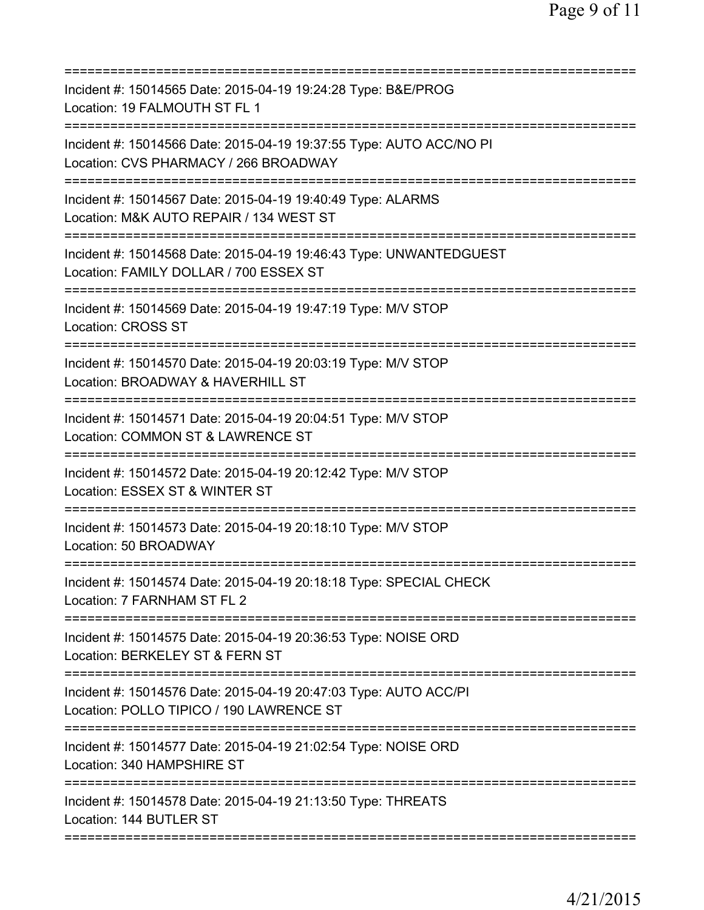Incident #: 15014565 Date: 2015-04-19 19:24:28 Type: B&E/PROG
Location: 19 FALMOUTH ST FL 1

Incident #: 15014566 Date: 2015-04-19 19:37:55 Type: AUTO ACC/NO PI
Location: CVS PHARMACY / 266 BROADWAY

Incident #: 15014567 Date: 2015-04-19 19:40:49 Type: ALARMS
Location: M&K AUTO REPAIR / 134 WEST ST

Incident #: 15014568 Date: 2015-04-19 19:46:43 Type: UNWANTEDGUEST
Location: FAMILY DOLLAR / 700 ESSEX ST

Incident #: 15014569 Date: 2015-04-19 19:47:19 Type: M/V STOP
Location: CROSS ST

Incident #: 15014570 Date: 2015-04-19 20:03:19 Type: M/V STOP
Location: BROADWAY & HAVERHILL ST

Incident #: 15014571 Date: 2015-04-19 20:04:51 Type: M/V STOP
Location: COMMON ST & LAWRENCE ST

Incident #: 15014572 Date: 2015-04-19 20:12:42 Type: M/V STOP
Location: ESSEX ST & WINTER ST

Incident #: 15014573 Date: 2015-04-19 20:18:10 Type: M/V STOP
Location: 50 BROADWAY

Incident #: 15014574 Date: 2015-04-19 20:18:18 Type: SPECIAL CHECK
Location: 7 FARNHAM ST FL 2

Incident #: 15014575 Date: 2015-04-19 20:36:53 Type: NOISE ORD
Location: BERKELEY ST & FERN ST

Incident #: 15014576 Date: 2015-04-19 20:47:03 Type: AUTO ACC/PI
Location: POLLO TIPICO / 190 LAWRENCE ST

Incident #: 15014577 Date: 2015-04-19 21:02:54 Type: NOISE ORD
Location: 340 HAMPSHIRE ST

Incident #: 15014578 Date: 2015-04-19 21:13:50 Type: THREATS
Location: 144 BUTLER ST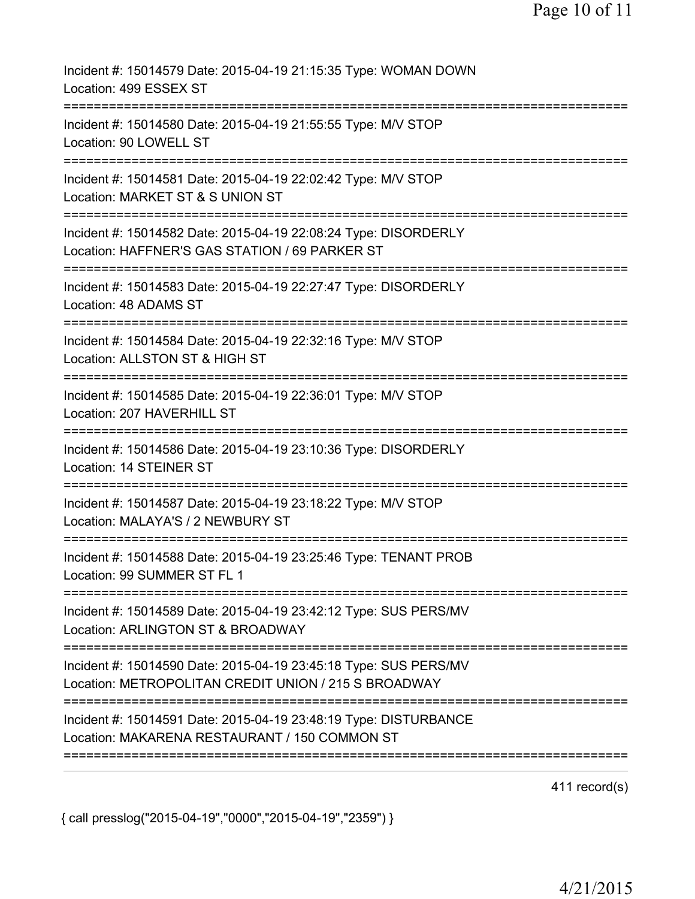Incident #: 15014579 Date: 2015-04-19 21:15:35 Type: WOMAN DOWN
Location: 499 ESSEX ST

===========================================================================

Incident #: 15014580 Date: 2015-04-19 21:55:55 Type: M/V STOP
Location: 90 LOWELL ST

===========================================================================

Incident #: 15014581 Date: 2015-04-19 22:02:42 Type: M/V STOP
Location: MARKET ST & S UNION ST

===========================================================================

Incident #: 15014582 Date: 2015-04-19 22:08:24 Type: DISORDERLY
Location: HAFFNER'S GAS STATION / 69 PARKER ST

===========================================================================

Incident #: 15014583 Date: 2015-04-19 22:27:47 Type: DISORDERLY
Location: 48 ADAMS ST

===========================================================================

Incident #: 15014584 Date: 2015-04-19 22:32:16 Type: M/V STOP
Location: ALLSTON ST & HIGH ST

===========================================================================

Incident #: 15014585 Date: 2015-04-19 22:36:01 Type: M/V STOP
Location: 207 HAVERHILL ST

===========================================================================

Incident #: 15014586 Date: 2015-04-19 23:10:36 Type: DISORDERLY
Location: 14 STEINER ST

===========================================================================

Incident #: 15014587 Date: 2015-04-19 23:18:22 Type: M/V STOP
Location: MALAYA'S / 2 NEWBURY ST

===========================================================================

Incident #: 15014588 Date: 2015-04-19 23:25:46 Type: TENANT PROB
Location: 99 SUMMER ST FL 1

===========================================================================

Incident #: 15014589 Date: 2015-04-19 23:42:12 Type: SUS PERS/MV
Location: ARLINGTON ST & BROADWAY

===========================================================================

Incident #: 15014590 Date: 2015-04-19 23:45:18 Type: SUS PERS/MV
Location: METROPOLITAN CREDIT UNION / 215 S BROADWAY

===========================================================================

Incident #: 15014591 Date: 2015-04-19 23:48:19 Type: DISTURBANCE
Location: MAKARENA RESTAURANT / 150 COMMON ST

===========================================================================

411 record(s)

{ call presslog("2015-04-19","0000","2015-04-19","2359") }

4/21/2015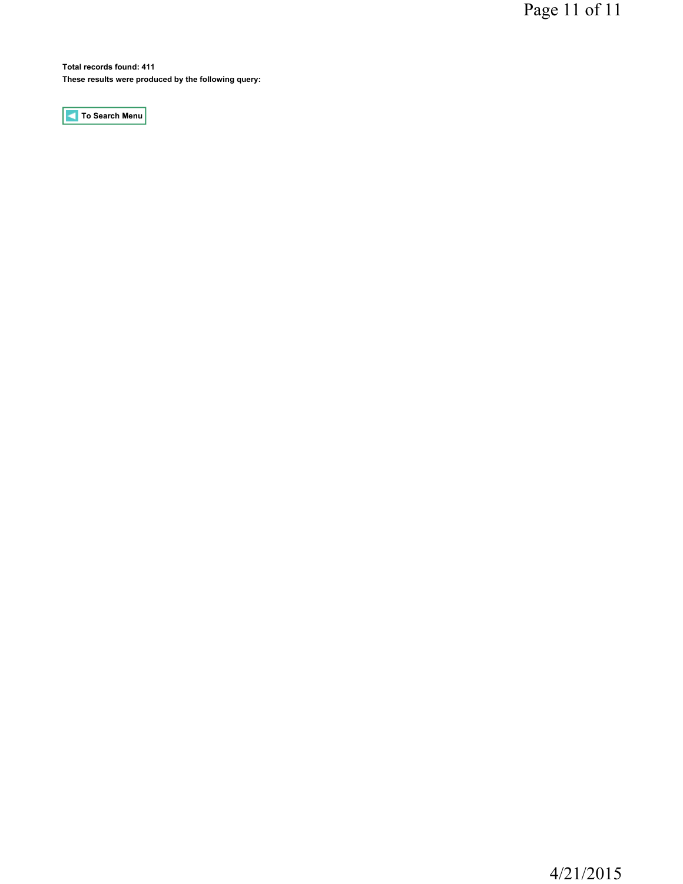**Total records found: 411**
**These results were produced by the following query:**

◀ To Search Menu